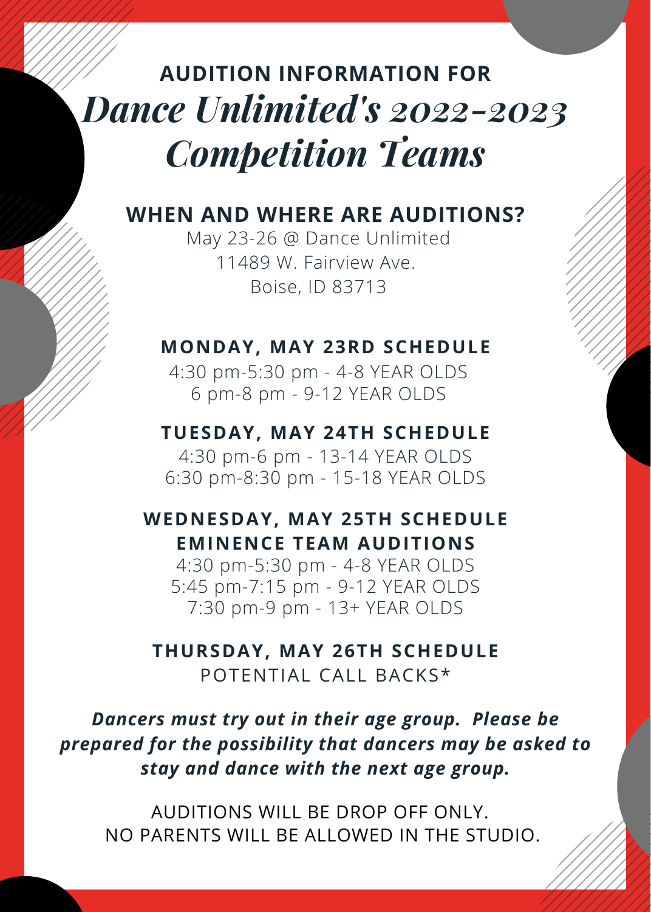# AUDITION INFORMATION FOR *Dance Unlimited's 2022-2023 Competition Teams*

## WHEN AND WHERE ARE AUDITIONS?

May 23-26 @ Dance Unlimited
11489 W. Fairview Ave.
Boise, ID 83713

### MONDAY, MAY 23RD SCHEDULE

4:30 pm-5:30 pm - 4-8 YEAR OLDS
6 pm-8 pm - 9-12 YEAR OLDS

### TUESDAY, MAY 24TH SCHEDULE

4:30 pm-6 pm - 13-14 YEAR OLDS
6:30 pm-8:30 pm - 15-18 YEAR OLDS

### WEDNESDAY, MAY 25TH SCHEDULE
### EMINENCE TEAM AUDITIONS

4:30 pm-5:30 pm - 4-8 YEAR OLDS
5:45 pm-7:15 pm - 9-12 YEAR OLDS
7:30 pm-9 pm - 13+ YEAR OLDS

### THURSDAY, MAY 26TH SCHEDULE

POTENTIAL CALL BACKS*

***Dancers must try out in their age group. Please be prepared for the possibility that dancers may be asked to stay and dance with the next age group.***

AUDITIONS WILL BE DROP OFF ONLY.
NO PARENTS WILL BE ALLOWED IN THE STUDIO.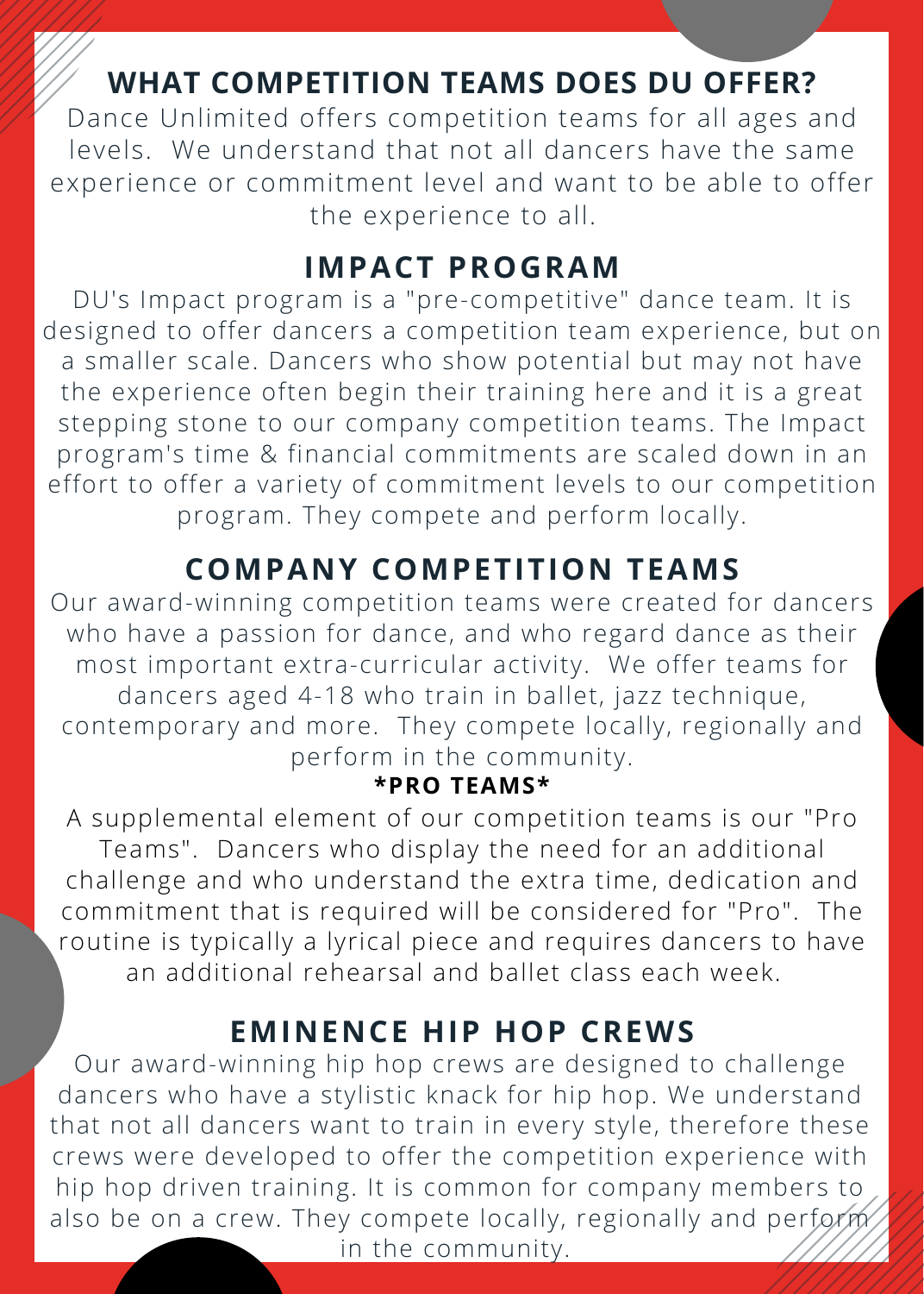## WHAT COMPETITION TEAMS DOES DU OFFER?

Dance Unlimited offers competition teams for all ages and levels. We understand that not all dancers have the same experience or commitment level and want to be able to offer the experience to all.

## IMPACT PROGRAM

DU's Impact program is a "pre-competitive" dance team. It is designed to offer dancers a competition team experience, but on a smaller scale. Dancers who show potential but may not have the experience often begin their training here and it is a great stepping stone to our company competition teams. The Impact program's time & financial commitments are scaled down in an effort to offer a variety of commitment levels to our competition program. They compete and perform locally.

## COMPANY COMPETITION TEAMS

Our award-winning competition teams were created for dancers who have a passion for dance, and who regard dance as their most important extra-curricular activity. We offer teams for dancers aged 4-18 who train in ballet, jazz technique, contemporary and more. They compete locally, regionally and perform in the community.

**\*PRO TEAMS\***

A supplemental element of our competition teams is our "Pro Teams". Dancers who display the need for an additional challenge and who understand the extra time, dedication and commitment that is required will be considered for "Pro". The routine is typically a lyrical piece and requires dancers to have an additional rehearsal and ballet class each week.

## EMINENCE HIP HOP CREWS

Our award-winning hip hop crews are designed to challenge dancers who have a stylistic knack for hip hop. We understand that not all dancers want to train in every style, therefore these crews were developed to offer the competition experience with hip hop driven training. It is common for company members to also be on a crew. They compete locally, regionally and perform in the community.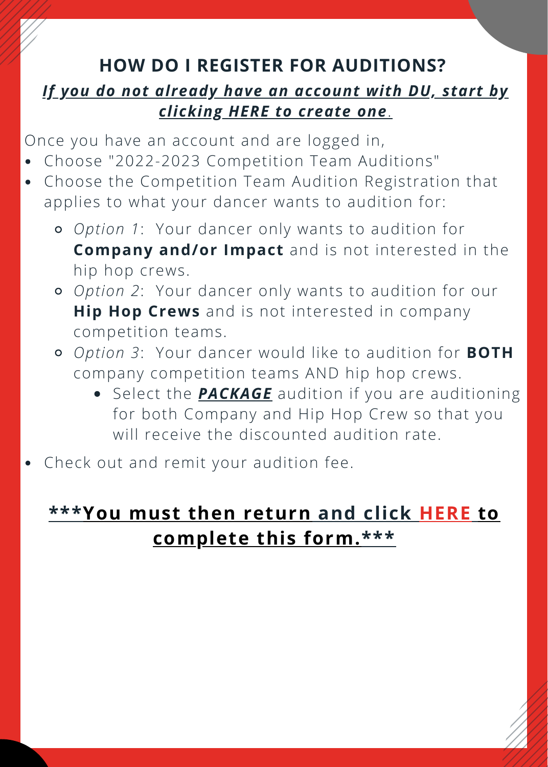## HOW DO I REGISTER FOR AUDITIONS?

***If you do not already have an account with DU, start by clicking HERE to create one.***

Once you have an account and are logged in,

- Choose "2022-2023 Competition Team Auditions"
- Choose the Competition Team Audition Registration that applies to what your dancer wants to audition for:
  - *Option 1*: Your dancer only wants to audition for **Company and/or Impact** and is not interested in the hip hop crews.
  - *Option 2*: Your dancer only wants to audition for our **Hip Hop Crews** and is not interested in company competition teams.
  - *Option 3*: Your dancer would like to audition for **BOTH** company competition teams AND hip hop crews.
    - Select the ***PACKAGE*** audition if you are auditioning for both Company and Hip Hop Crew so that you will receive the discounted audition rate.
- Check out and remit your audition fee.

**\*\*\*You must then return and click HERE to complete this form.\*\*\***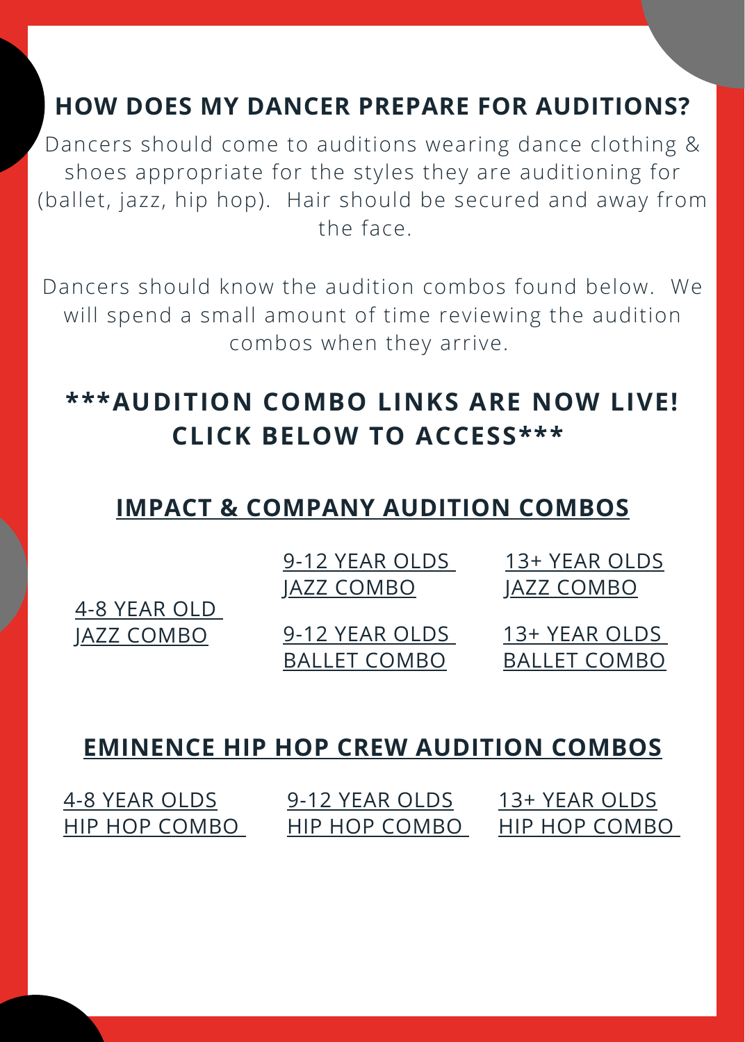## HOW DOES MY DANCER PREPARE FOR AUDITIONS?

Dancers should come to auditions wearing dance clothing & shoes appropriate for the styles they are auditioning for (ballet, jazz, hip hop). Hair should be secured and away from the face.

Dancers should know the audition combos found below. We will spend a small amount of time reviewing the audition combos when they arrive.

## ***AUDITION COMBO LINKS ARE NOW LIVE! CLICK BELOW TO ACCESS***

### IMPACT & COMPANY AUDITION COMBOS

- 4-8 YEAR OLD JAZZ COMBO
- 9-12 YEAR OLDS JAZZ COMBO
- 9-12 YEAR OLDS BALLET COMBO
- 13+ YEAR OLDS JAZZ COMBO
- 13+ YEAR OLDS BALLET COMBO

### EMINENCE HIP HOP CREW AUDITION COMBOS

- 4-8 YEAR OLDS HIP HOP COMBO
- 9-12 YEAR OLDS HIP HOP COMBO
- 13+ YEAR OLDS HIP HOP COMBO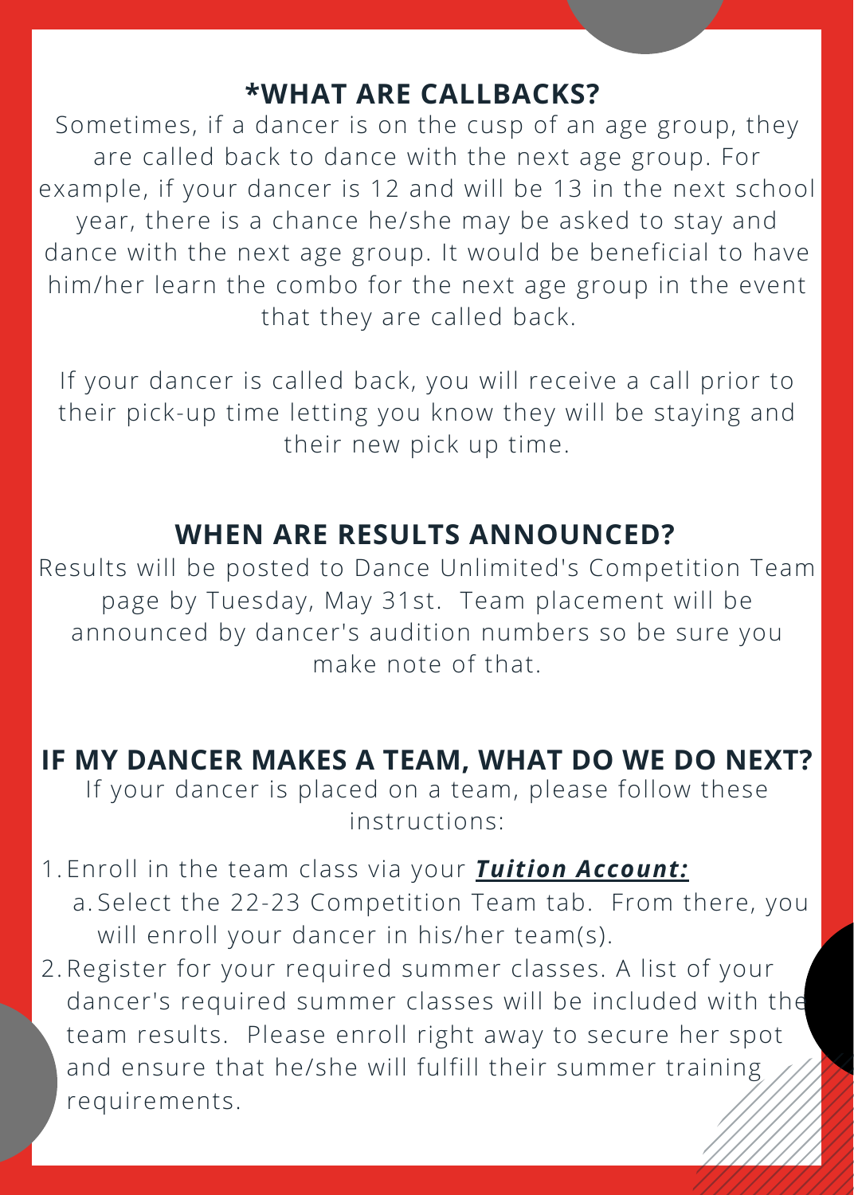## *WHAT ARE CALLBACKS?

Sometimes, if a dancer is on the cusp of an age group, they are called back to dance with the next age group. For example, if your dancer is 12 and will be 13 in the next school year, there is a chance he/she may be asked to stay and dance with the next age group. It would be beneficial to have him/her learn the combo for the next age group in the event that they are called back.

If your dancer is called back, you will receive a call prior to their pick-up time letting you know they will be staying and their new pick up time.

## WHEN ARE RESULTS ANNOUNCED?

Results will be posted to Dance Unlimited's Competition Team page by Tuesday, May 31st. Team placement will be announced by dancer's audition numbers so be sure you make note of that.

## IF MY DANCER MAKES A TEAM, WHAT DO WE DO NEXT?

If your dancer is placed on a team, please follow these instructions:

1. Enroll in the team class via your ***Tuition Account:***
    a. Select the 22-23 Competition Team tab. From there, you will enroll your dancer in his/her team(s).
2. Register for your required summer classes. A list of your dancer's required summer classes will be included with the team results. Please enroll right away to secure her spot and ensure that he/she will fulfill their summer training requirements.